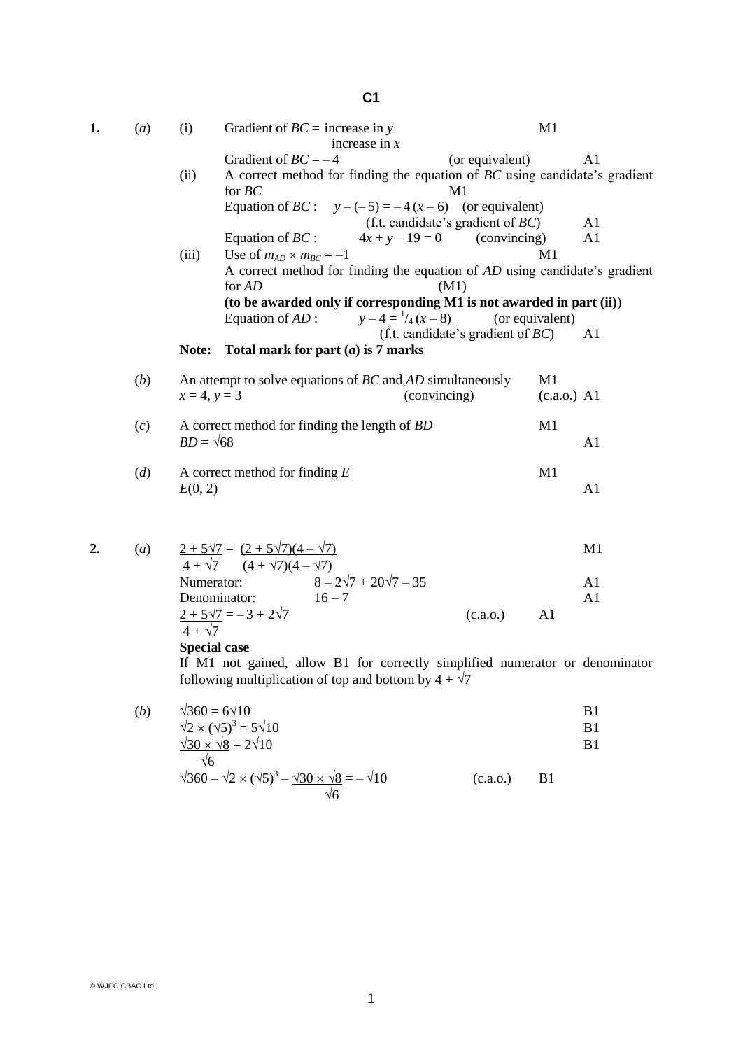# C1

**1.** (*a*) (i) Gradient of $BC = \dfrac{\text{increase in } y}{\text{increase in } x}$ M1

Gradient of $BC = -4$ (or equivalent) A1

(ii) A correct method for finding the equation of $BC$ using candidate's gradient for $BC$ M1

Equation of $BC$ : $y - (-5) = -4(x - 6)$ (or equivalent)
(f.t. candidate's gradient of $BC$) A1

Equation of $BC$ : $4x + y - 19 = 0$ (convincing) A1

(iii) Use of $m_{AD} \times m_{BC} = -1$ M1

A correct method for finding the equation of $AD$ using candidate's gradient for $AD$ (M1)

**(to be awarded only if corresponding M1 is not awarded in part (ii))**

Equation of $AD$ : $y - 4 = \frac{1}{4}(x - 8)$ (or equivalent)
(f.t. candidate's gradient of $BC$) A1

**Note: Total mark for part (*a*) is 7 marks**

(*b*) An attempt to solve equations of $BC$ and $AD$ simultaneously M1

$x = 4$, $y = 3$ (convincing) (c.a.o.) A1

(*c*) A correct method for finding the length of $BD$ M1

$BD = \sqrt{68}$ A1

(*d*) A correct method for finding $E$ M1

$E(0, 2)$ A1

**2.** (*a*) $\dfrac{2 + 5\sqrt{7}}{4 + \sqrt{7}} = \dfrac{(2 + 5\sqrt{7})(4 - \sqrt{7})}{(4 + \sqrt{7})(4 - \sqrt{7})}$ M1

Numerator: $8 - 2\sqrt{7} + 20\sqrt{7} - 35$ A1

Denominator: $16 - 7$ A1

$\dfrac{2 + 5\sqrt{7}}{4 + \sqrt{7}} = -3 + 2\sqrt{7}$ (c.a.o.) A1

**Special case**

If M1 not gained, allow B1 for correctly simplified numerator or denominator following multiplication of top and bottom by $4 + \sqrt{7}$

(*b*) $\sqrt{360} = 6\sqrt{10}$ B1

$\sqrt{2} \times (\sqrt{5})^3 = 5\sqrt{10}$ B1

$\dfrac{\sqrt{30} \times \sqrt{8}}{\sqrt{6}} = 2\sqrt{10}$ B1

$\sqrt{360} - \sqrt{2} \times (\sqrt{5})^3 - \dfrac{\sqrt{30} \times \sqrt{8}}{\sqrt{6}} = -\sqrt{10}$ (c.a.o.) B1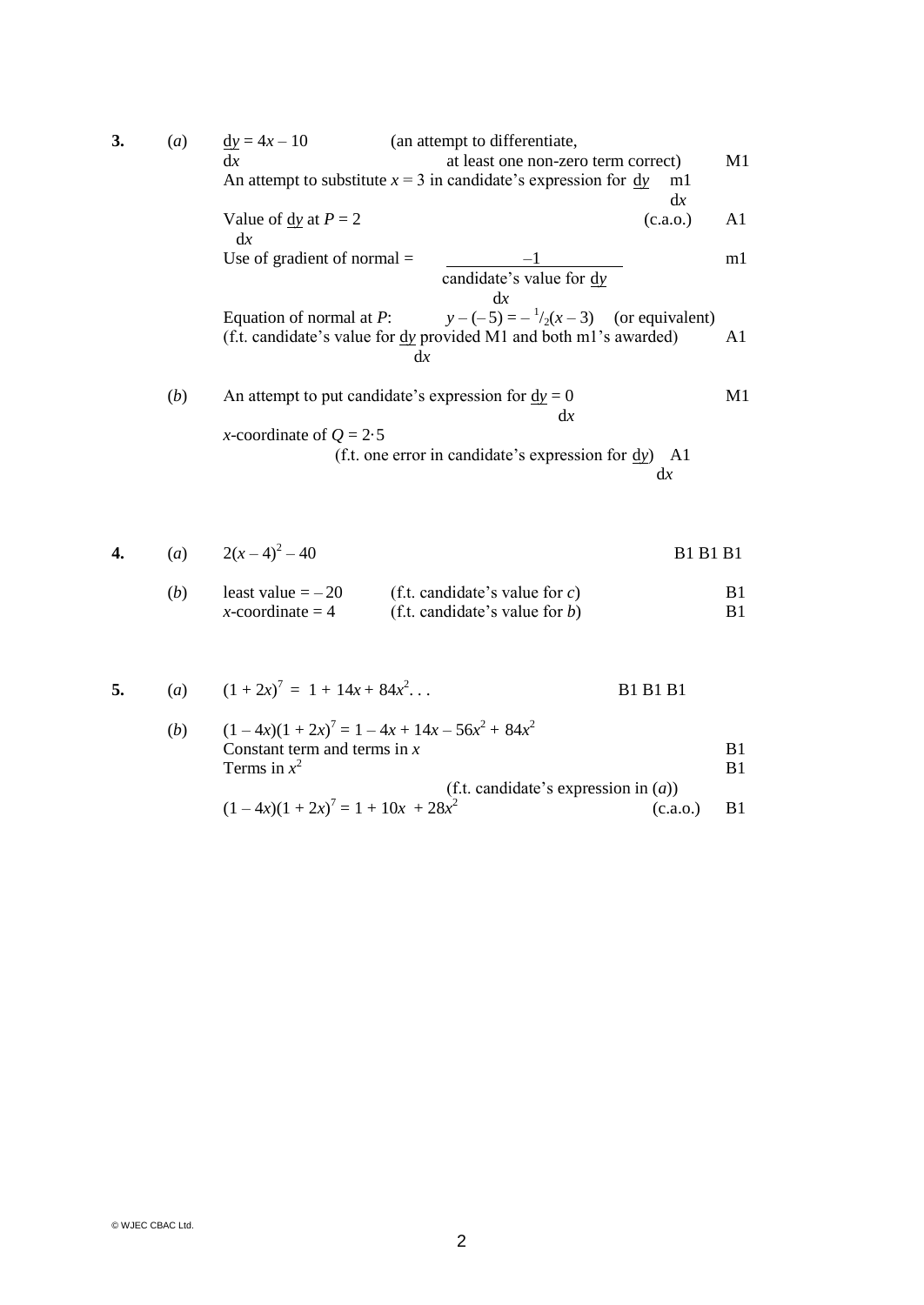**3.** (*a*) $\frac{dy}{dx} = 4x - 10$ (an attempt to differentiate, at least one non-zero term correct) M1

An attempt to substitute $x = 3$ in candidate's expression for $\frac{dy}{dx}$ m1

Value of $\frac{dy}{dx}$ at $P = 2$ (c.a.o.) A1

Use of gradient of normal = $\frac{-1}{\text{candidate's value for } \frac{dy}{dx}}$ m1

Equation of normal at *P*: $y - (-5) = -{}^{1}/_{2}(x - 3)$ (or equivalent)

(f.t. candidate's value for $\frac{dy}{dx}$ provided M1 and both m1's awarded) A1

(*b*) An attempt to put candidate's expression for $\frac{dy}{dx} = 0$ M1

*x*-coordinate of $Q = 2{\cdot}5$

(f.t. one error in candidate's expression for $\frac{dy}{dx}$) A1

**4.** (*a*) $2(x - 4)^2 - 40$ B1 B1 B1

(*b*) least value $= -20$ (f.t. candidate's value for *c*) B1

*x*-coordinate $= 4$ (f.t. candidate's value for *b*) B1

**5.** (*a*) $(1 + 2x)^7 = 1 + 14x + 84x^2 \ldots$ B1 B1 B1

(*b*) $(1 - 4x)(1 + 2x)^7 = 1 - 4x + 14x - 56x^2 + 84x^2$

Constant term and terms in *x* B1

Terms in $x^2$ B1

(f.t. candidate's expression in (*a*))

$(1 - 4x)(1 + 2x)^7 = 1 + 10x + 28x^2$ (c.a.o.) B1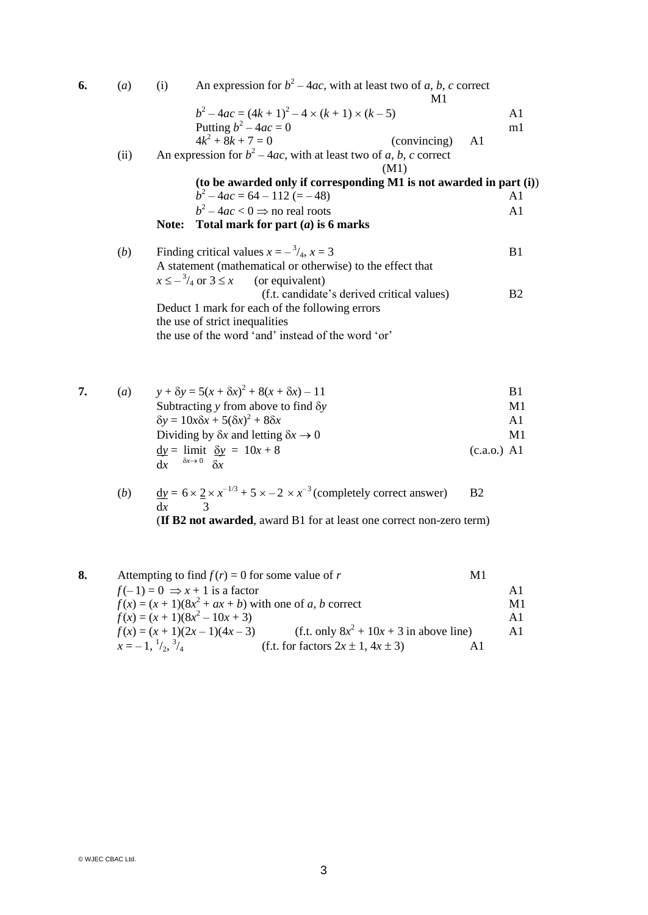**6.** (*a*) (i) An expression for $b^2 - 4ac$, with at least two of $a$, $b$, $c$ correct M1

$b^2 - 4ac = (4k + 1)^2 - 4 \times (k + 1) \times (k - 5)$ A1

Putting $b^2 - 4ac = 0$ m1

$4k^2 + 8k + 7 = 0$ (convincing) A1

(ii) An expression for $b^2 - 4ac$, with at least two of $a$, $b$, $c$ correct (M1)

**(to be awarded only if corresponding M1 is not awarded in part (i))**

$b^2 - 4ac = 64 - 112\ (= -48)$ A1

$b^2 - 4ac < 0 \Rightarrow$ no real roots A1

**Note: Total mark for part (*a*) is 6 marks**

(*b*) Finding critical values $x = -{}^3/_4$, $x = 3$ B1

A statement (mathematical or otherwise) to the effect that

$x \le -{}^3/_4$ or $3 \le x$ (or equivalent)

(f.t. candidate's derived critical values) B2

Deduct 1 mark for each of the following errors

the use of strict inequalities

the use of the word 'and' instead of the word 'or'

**7.** (*a*) $y + \delta y = 5(x + \delta x)^2 + 8(x + \delta x) - 11$ B1

Subtracting $y$ from above to find $\delta y$ M1

$\delta y = 10x\delta x + 5(\delta x)^2 + 8\delta x$ A1

Dividing by $\delta x$ and letting $\delta x \to 0$ M1

$\frac{dy}{dx} = \lim_{\delta x \to 0} \frac{\delta y}{\delta x} = 10x + 8$ (c.a.o.) A1

(*b*) $\frac{dy}{dx} = 6 \times \frac{2}{3} \times x^{-1/3} + 5 \times -2 \times x^{-3}$ (completely correct answer) B2

(**If B2 not awarded**, award B1 for at least one correct non-zero term)

**8.** Attempting to find $f(r) = 0$ for some value of $r$ M1

$f(-1) = 0 \Rightarrow x + 1$ is a factor A1

$f(x) = (x + 1)(8x^2 + ax + b)$ with one of $a$, $b$ correct M1

$f(x) = (x + 1)(8x^2 - 10x + 3)$ A1

$f(x) = (x + 1)(2x - 1)(4x - 3)$ (f.t. only $8x^2 + 10x + 3$ in above line) A1

$x = -1, {}^1/_2, {}^3/_4$ (f.t. for factors $2x \pm 1$, $4x \pm 3$) A1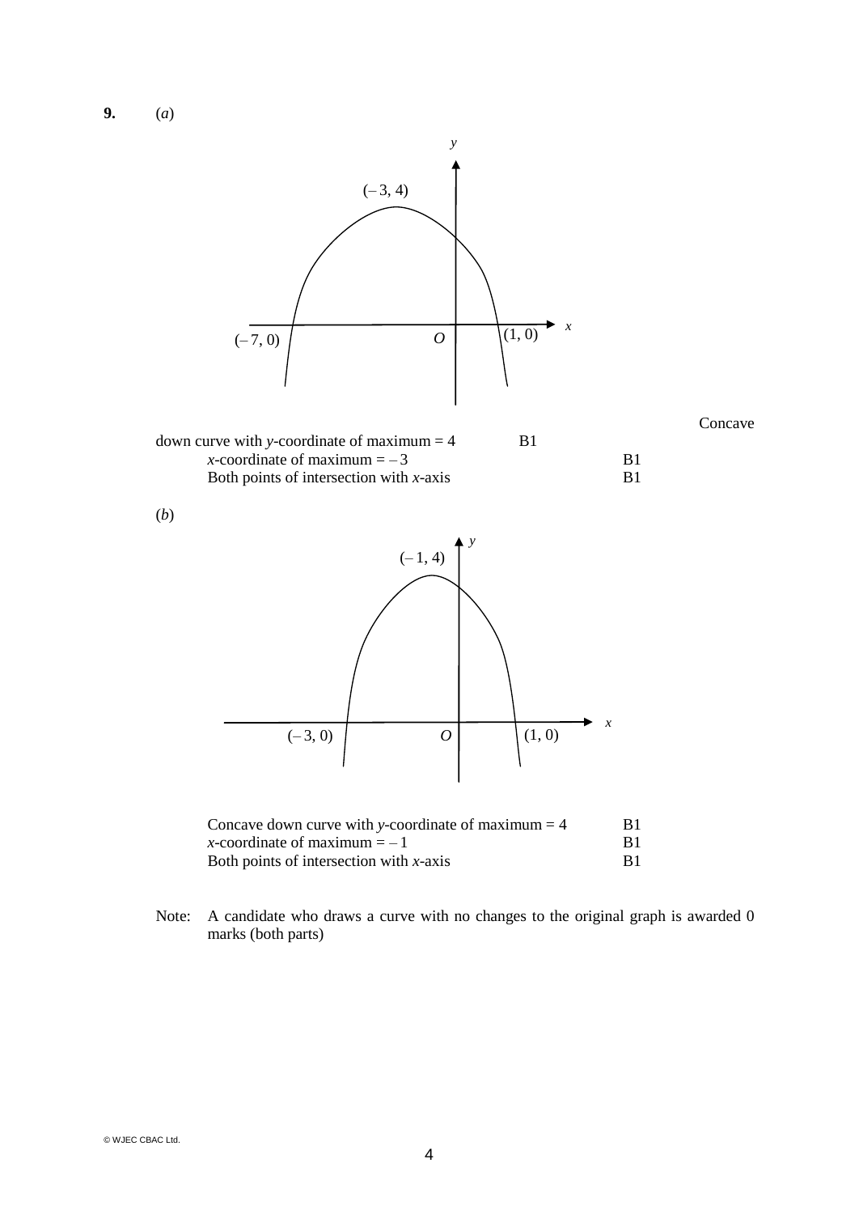**9.** (*a*)

$(-3, 4)$

$(-7, 0)$ $O$ $(1, 0)$ $x$ $y$

| | |
|---|---|
| Concave down curve with $y$-coordinate of maximum = 4 | B1 |
| $x$-coordinate of maximum = $-3$ | B1 |
| Both points of intersection with $x$-axis | B1 |

(*b*)

$(-1, 4)$

$(-3, 0)$ $O$ $(1, 0)$ $x$ $y$

| | |
|---|---|
| Concave down curve with $y$-coordinate of maximum = 4 | B1 |
| $x$-coordinate of maximum = $-1$ | B1 |
| Both points of intersection with $x$-axis | B1 |

Note: A candidate who draws a curve with no changes to the original graph is awarded 0 marks (both parts)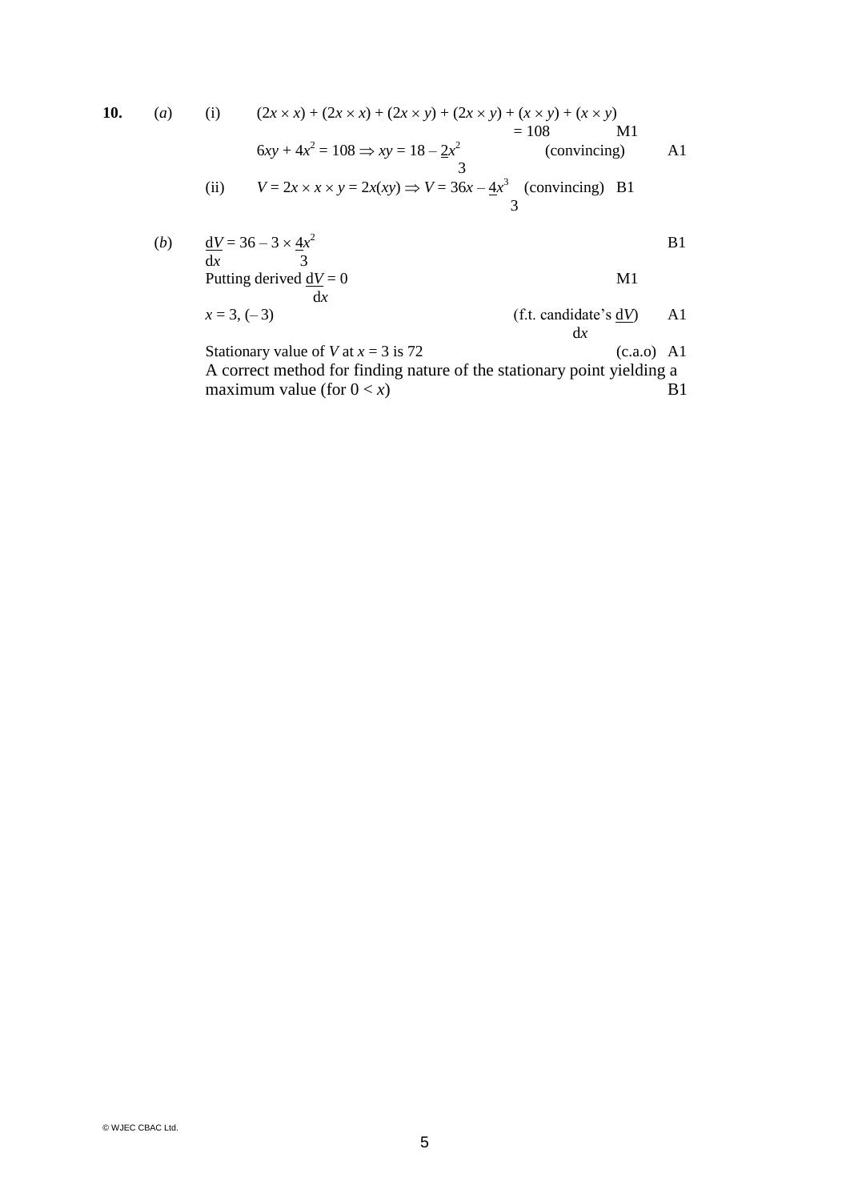**10.** (*a*) (i) $(2x \times x) + (2x \times x) + (2x \times y) + (2x \times y) + (x \times y) + (x \times y)$
$= 108$ M1

$6xy + 4x^2 = 108 \Rightarrow xy = 18 - \frac{2x^2}{3}$ (convincing) A1

(ii) $V = 2x \times x \times y = 2x(xy) \Rightarrow V = 36x - \frac{4x^3}{3}$ (convincing) B1

(*b*) $\frac{dV}{dx} = 36 - 3 \times \frac{4x^2}{3}$ B1

Putting derived $\frac{dV}{dx} = 0$ M1

$x = 3, (-3)$ (f.t. candidate's $\frac{dV}{dx}$) A1

Stationary value of $V$ at $x = 3$ is 72 (c.a.o) A1

A correct method for finding nature of the stationary point yielding a maximum value (for $0 < x$) B1